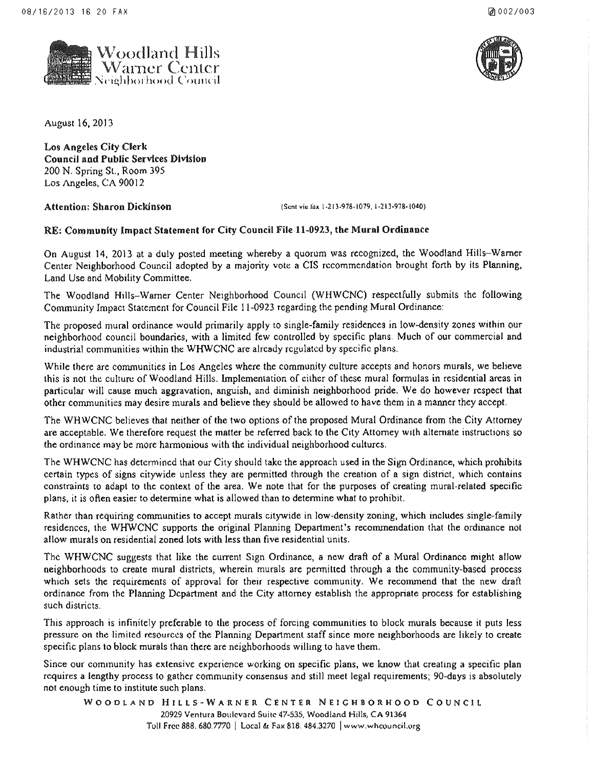Woodland Hills Warner Center Neighborhood Council

August 16, 2013

**Los Angeles City Clerk**
**Council and Public Services Division**
200 N. Spring St., Room 395
Los Angeles, CA 90012

**Attention: Sharon Dickinson** (Sent via fax 1-213-978-1079, 1-213-978-1040)

**RE: Community Impact Statement for City Council File 11-0923, the Mural Ordinance**

On August 14, 2013 at a duly posted meeting whereby a quorum was recognized, the Woodland Hills–Warner Center Neighborhood Council adopted by a majority vote a CIS recommendation brought forth by its Planning, Land Use and Mobility Committee.

The Woodland Hills–Warner Center Neighborhood Council (WHWCNC) respectfully submits the following Community Impact Statement for Council File 11-0923 regarding the pending Mural Ordinance:

The proposed mural ordinance would primarily apply to single-family residences in low-density zones within our neighborhood council boundaries, with a limited few controlled by specific plans. Much of our commercial and industrial communities within the WHWCNC are already regulated by specific plans.

While there are communities in Los Angeles where the community culture accepts and honors murals, we believe this is not the culture of Woodland Hills. Implementation of either of these mural formulas in residential areas in particular will cause much aggravation, anguish, and diminish neighborhood pride. We do however respect that other communities may desire murals and believe they should be allowed to have them in a manner they accept.

The WHWCNC believes that neither of the two options of the proposed Mural Ordinance from the City Attorney are acceptable. We therefore request the matter be referred back to the City Attorney with alternate instructions so the ordinance may be more harmonious with the individual neighborhood cultures.

The WHWCNC has determined that our City should take the approach used in the Sign Ordinance, which prohibits certain types of signs citywide unless they are permitted through the creation of a sign district, which contains constraints to adapt to the context of the area. We note that for the purposes of creating mural-related specific plans, it is often easier to determine what is allowed than to determine what to prohibit.

Rather than requiring communities to accept murals citywide in low-density zoning, which includes single-family residences, the WHWCNC supports the original Planning Department's recommendation that the ordinance not allow murals on residential zoned lots with less than five residential units.

The WHWCNC suggests that like the current Sign Ordinance, a new draft of a Mural Ordinance might allow neighborhoods to create mural districts, wherein murals are permitted through a the community-based process which sets the requirements of approval for their respective community. We recommend that the new draft ordinance from the Planning Department and the City attorney establish the appropriate process for establishing such districts.

This approach is infinitely preferable to the process of forcing communities to block murals because it puts less pressure on the limited resources of the Planning Department staff since more neighborhoods are likely to create specific plans to block murals than there are neighborhoods willing to have them.

Since our community has extensive experience working on specific plans, we know that creating a specific plan requires a lengthy process to gather community consensus and still meet legal requirements; 90-days is absolutely not enough time to institute such plans.

WOODLAND HILLS-WARNER CENTER NEIGHBORHOOD COUNCIL
20929 Ventura Boulevard Suite 47-535, Woodland Hills, CA 91364
Toll Free 888. 680.7770 | Local & Fax 818. 484.3270 | www.whcouncil.org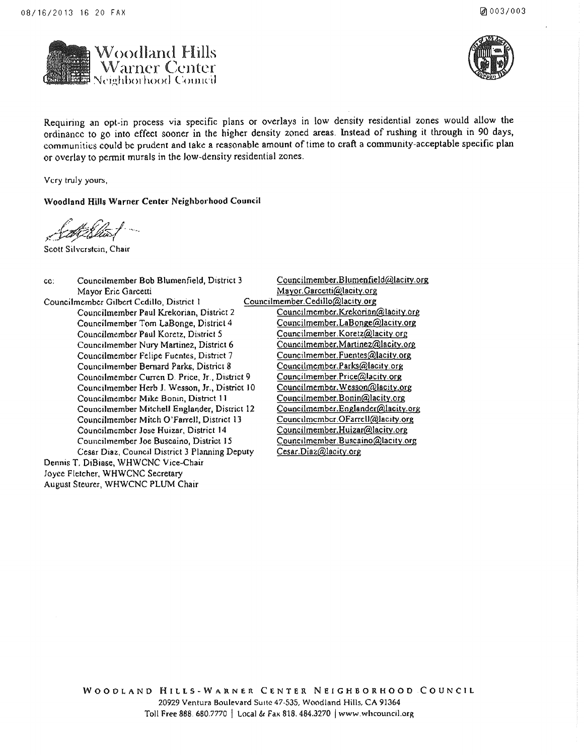Requiring an opt-in process via specific plans or overlays in low density residential zones would allow the ordinance to go into effect sooner in the higher density zoned areas. Instead of rushing it through in 90 days, communities could be prudent and take a reasonable amount of time to craft a community-acceptable specific plan or overlay to permit murals in the low-density residential zones.

Very truly yours,

**Woodland Hills Warner Center Neighborhood Council**

Scott Silverstein, Chair

cc:

| | |
|---|---|
| Councilmember Bob Blumenfield, District 3 | Councilmember.Blumenfield@lacity.org |
| Mayor Eric Garcetti | Mayor.Garcetti@lacity.org |
| Councilmember Gilbert Cedillo, District 1 | Councilmember.Cedillo@lacity.org |
| Councilmember Paul Krekorian, District 2 | Councilmember.Krekorian@lacity.org |
| Councilmember Tom LaBonge, District 4 | Councilmember.LaBonge@lacity.org |
| Councilmember Paul Koretz, District 5 | Councilmember.Koretz@lacity.org |
| Councilmember Nury Martinez, District 6 | Councilmember.Martinez@lacity.org |
| Councilmember Felipe Fuentes, District 7 | Councilmember.Fuentes@lacity.org |
| Councilmember Bernard Parks, District 8 | Councilmember.Parks@lacity.org |
| Councilmember Curren D. Price, Jr., District 9 | Councilmember.Price@lacity.org |
| Councilmember Herb J. Wesson, Jr., District 10 | Councilmember.Wesson@lacity.org |
| Councilmember Mike Bonin, District 11 | Councilmember.Bonin@lacity.org |
| Councilmember Mitchell Englander, District 12 | Councilmember.Englander@lacity.org |
| Councilmember Mitch O'Farrell, District 13 | Councilmember.OFarrell@lacity.org |
| Councilmember Jose Huizar, District 14 | Councilmember.Huizar@lacity.org |
| Councilmember Joe Buscaino, District 15 | Councilmember.Buscaino@lacity.org |
| Cesar Diaz, Council District 3 Planning Deputy | Cesar.Diaz@lacity.org |

Dennis T. DiBiase, WHWCNC Vice-Chair
Joyce Fletcher, WHWCNC Secretary
August Steurer, WHWCNC PLUM Chair

WOODLAND HILLS-WARNER CENTER NEIGHBORHOOD COUNCIL
20929 Ventura Boulevard Suite 47-535, Woodland Hills, CA 91364
Toll Free 888. 680.7770 | Local & Fax 818. 484.3270 | www.whcouncil.org